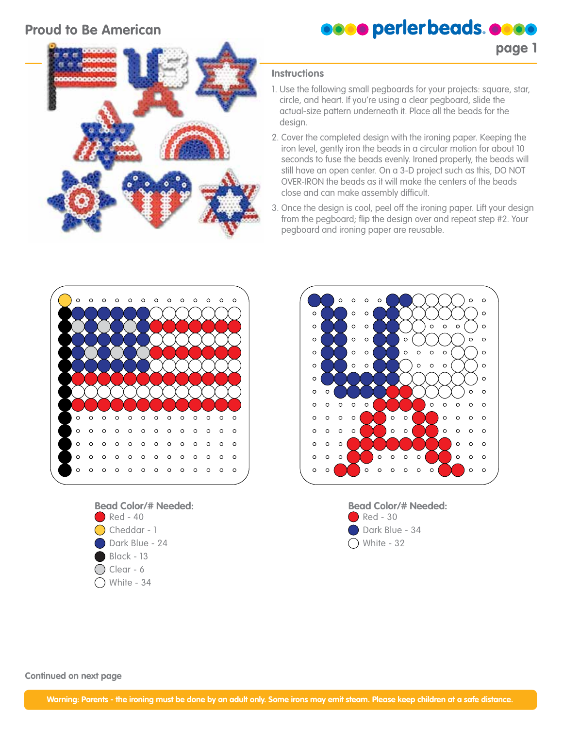# Proud to Be American

## Instructions

1. Use the following small pegboards for your projects: square, star, circle, and heart. If you're using a clear pegboard, slide the actual-size pattern underneath it. Place all the beads for the design.
2. Cover the completed design with the ironing paper. Keeping the iron level, gently iron the beads in a circular motion for about 10 seconds to fuse the beads evenly. Ironed properly, the beads will still have an open center. On a 3-D project such as this, DO NOT OVER-IRON the beads as it will make the centers of the beads close and can make assembly difficult.
3. Once the design is cool, peel off the ironing paper. Lift your design from the pegboard; flip the design over and repeat step #2. Your pegboard and ironing paper are reusable.

**Bead Color/# Needed:**

- Red - 40
- Cheddar - 1
- Dark Blue - 24
- Black - 13
- Clear - 6
- White - 34

**Bead Color/# Needed:**

- Red - 30
- Dark Blue - 34
- White - 32

Continued on next page

Warning: Parents - the ironing must be done by an adult only. Some irons may emit steam. Please keep children at a safe distance.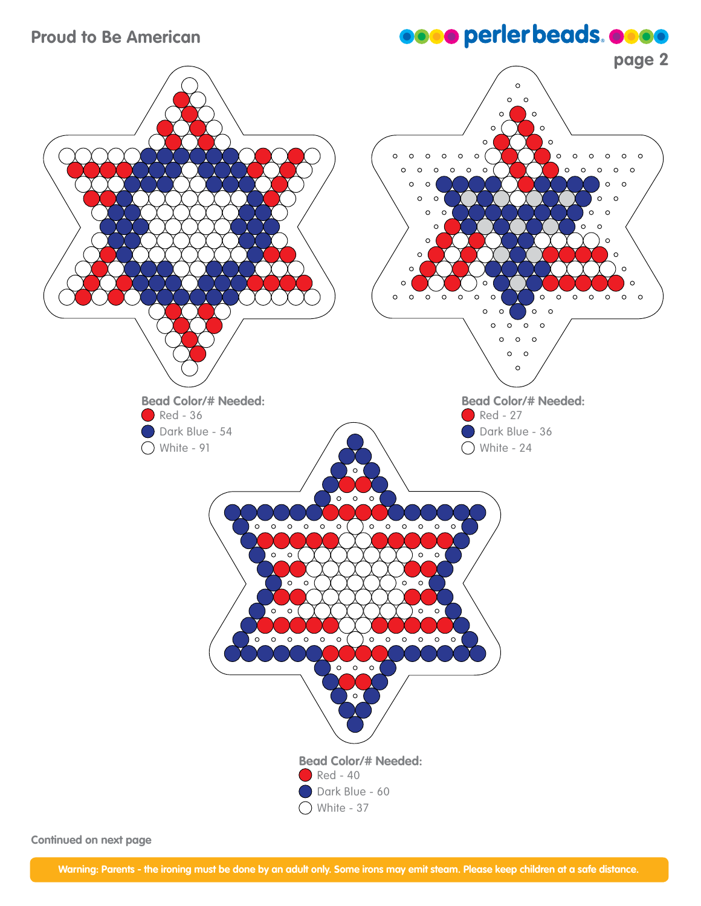# Proud to Be American

**Bead Color/# Needed:**
- Red - 36
- Dark Blue - 54
- White - 91

**Bead Color/# Needed:**
- Red - 27
- Dark Blue - 36
- White - 24

**Bead Color/# Needed:**
- Red - 40
- Dark Blue - 60
- White - 37

Continued on next page

**Warning: Parents - the ironing must be done by an adult only. Some irons may emit steam. Please keep children at a safe distance.**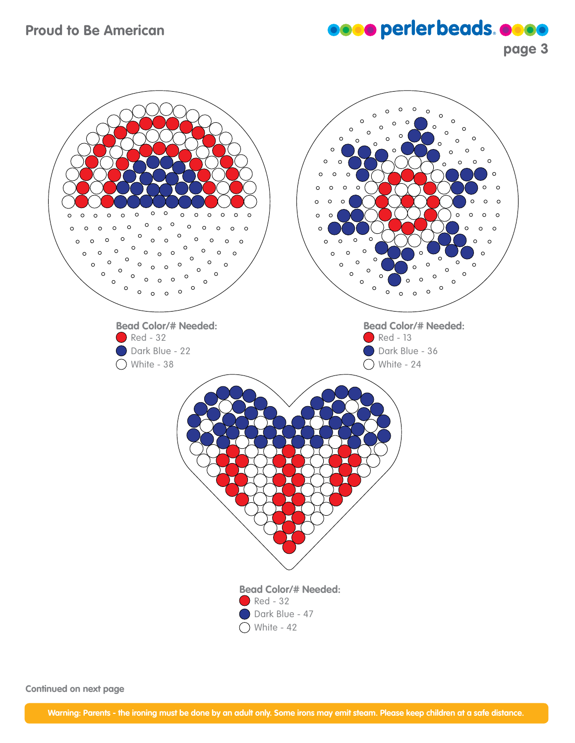Proud to Be American

Bead Color/# Needed:
- Red - 32
- Dark Blue - 22
- White - 38

Bead Color/# Needed:
- Red - 13
- Dark Blue - 36
- White - 24

Bead Color/# Needed:
- Red - 32
- Dark Blue - 47
- White - 42

Continued on next page

Warning: Parents - the ironing must be done by an adult only. Some irons may emit steam. Please keep children at a safe distance.